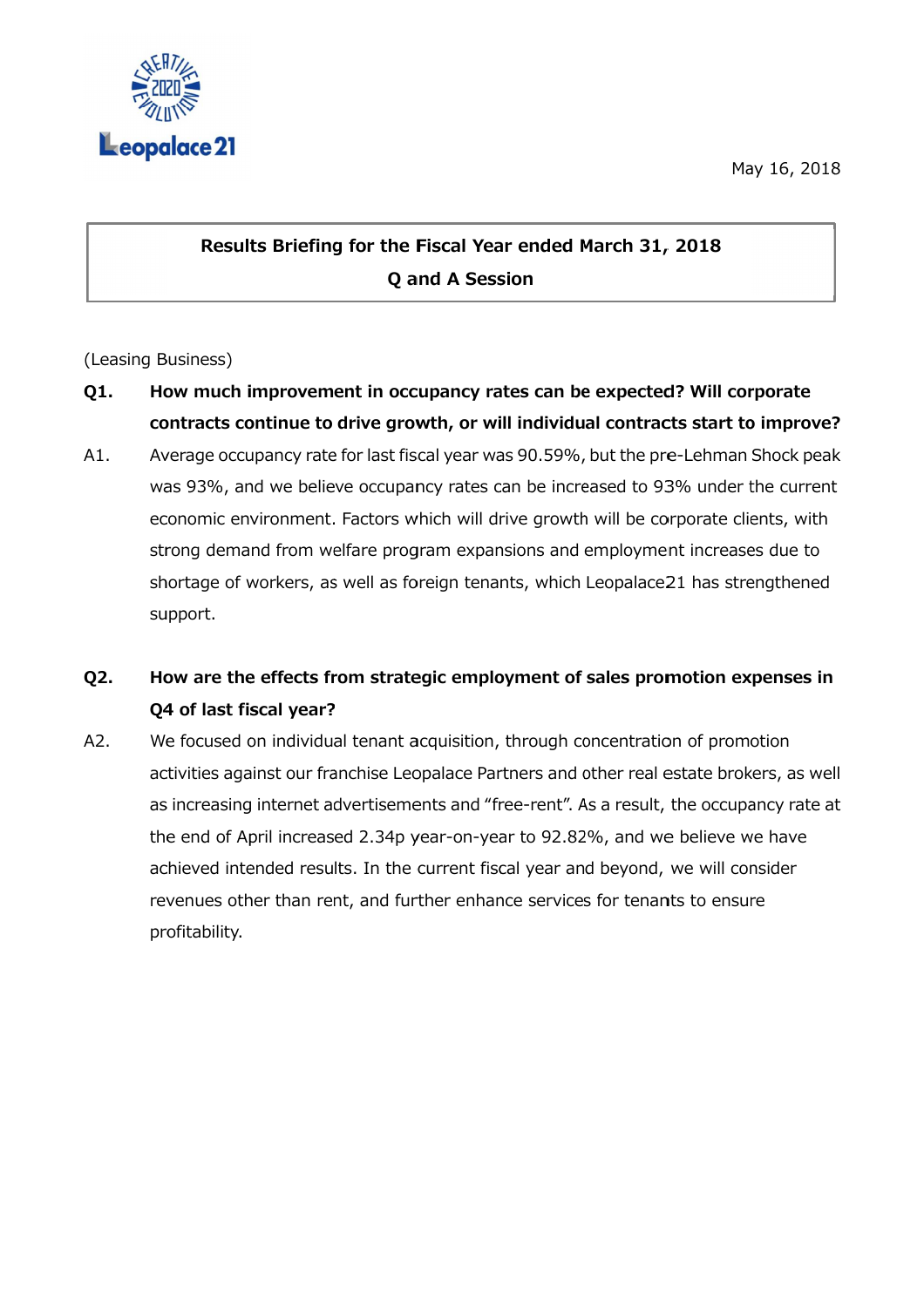May 16, 2018

## Results Briefing for the Fiscal Year ended March 31, 2018
## Q and A Session

(Leasing Business)

**Q1. How much improvement in occupancy rates can be expected? Will corporate contracts continue to drive growth, or will individual contracts start to improve?**

A1. Average occupancy rate for last fiscal year was 90.59%, but the pre-Lehman Shock peak was 93%, and we believe occupancy rates can be increased to 93% under the current economic environment. Factors which will drive growth will be corporate clients, with strong demand from welfare program expansions and employment increases due to shortage of workers, as well as foreign tenants, which Leopalace21 has strengthened support.

**Q2. How are the effects from strategic employment of sales promotion expenses in Q4 of last fiscal year?**

A2. We focused on individual tenant acquisition, through concentration of promotion activities against our franchise Leopalace Partners and other real estate brokers, as well as increasing internet advertisements and "free-rent". As a result, the occupancy rate at the end of April increased 2.34p year-on-year to 92.82%, and we believe we have achieved intended results. In the current fiscal year and beyond, we will consider revenues other than rent, and further enhance services for tenants to ensure profitability.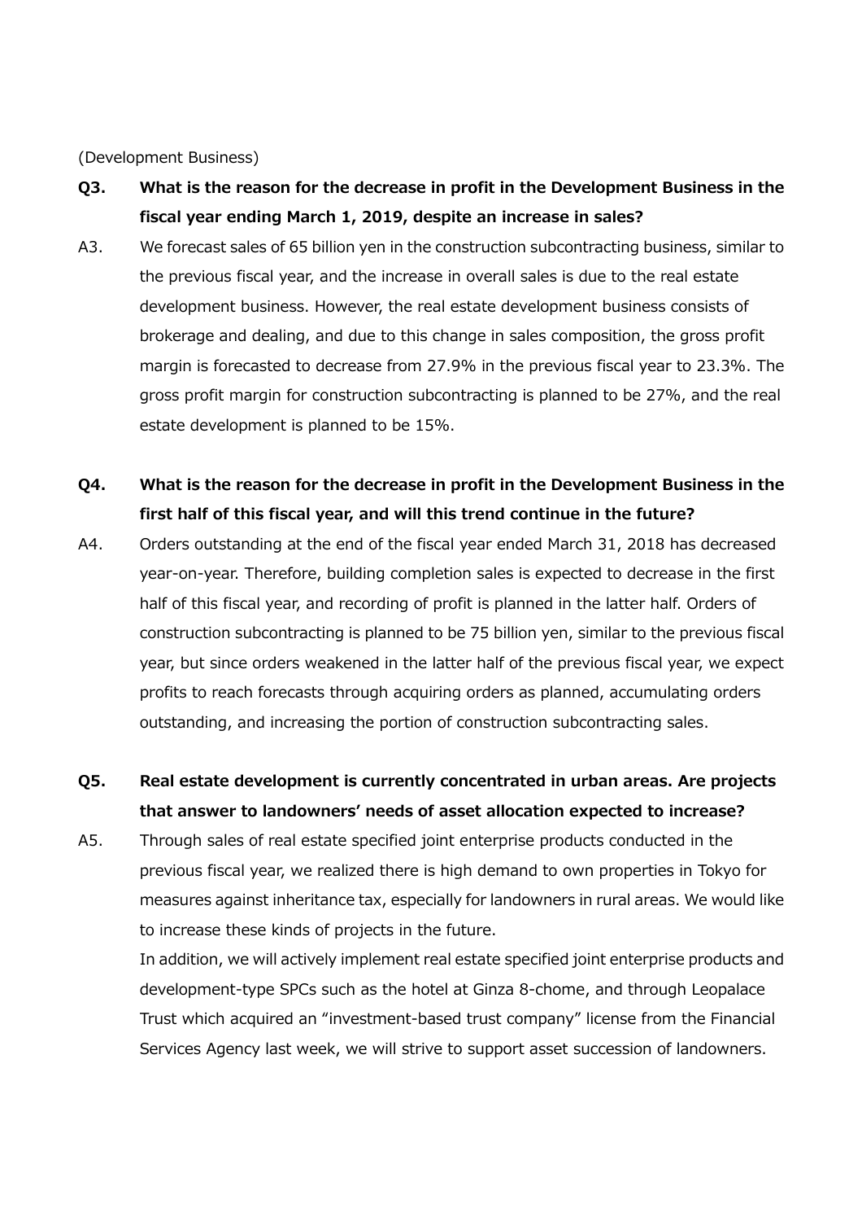(Development Business)

**Q3. What is the reason for the decrease in profit in the Development Business in the fiscal year ending March 1, 2019, despite an increase in sales?**

A3. We forecast sales of 65 billion yen in the construction subcontracting business, similar to the previous fiscal year, and the increase in overall sales is due to the real estate development business. However, the real estate development business consists of brokerage and dealing, and due to this change in sales composition, the gross profit margin is forecasted to decrease from 27.9% in the previous fiscal year to 23.3%. The gross profit margin for construction subcontracting is planned to be 27%, and the real estate development is planned to be 15%.

**Q4. What is the reason for the decrease in profit in the Development Business in the first half of this fiscal year, and will this trend continue in the future?**

A4. Orders outstanding at the end of the fiscal year ended March 31, 2018 has decreased year-on-year. Therefore, building completion sales is expected to decrease in the first half of this fiscal year, and recording of profit is planned in the latter half. Orders of construction subcontracting is planned to be 75 billion yen, similar to the previous fiscal year, but since orders weakened in the latter half of the previous fiscal year, we expect profits to reach forecasts through acquiring orders as planned, accumulating orders outstanding, and increasing the portion of construction subcontracting sales.

**Q5. Real estate development is currently concentrated in urban areas. Are projects that answer to landowners' needs of asset allocation expected to increase?**

A5. Through sales of real estate specified joint enterprise products conducted in the previous fiscal year, we realized there is high demand to own properties in Tokyo for measures against inheritance tax, especially for landowners in rural areas. We would like to increase these kinds of projects in the future.

In addition, we will actively implement real estate specified joint enterprise products and development-type SPCs such as the hotel at Ginza 8-chome, and through Leopalace Trust which acquired an "investment-based trust company" license from the Financial Services Agency last week, we will strive to support asset succession of landowners.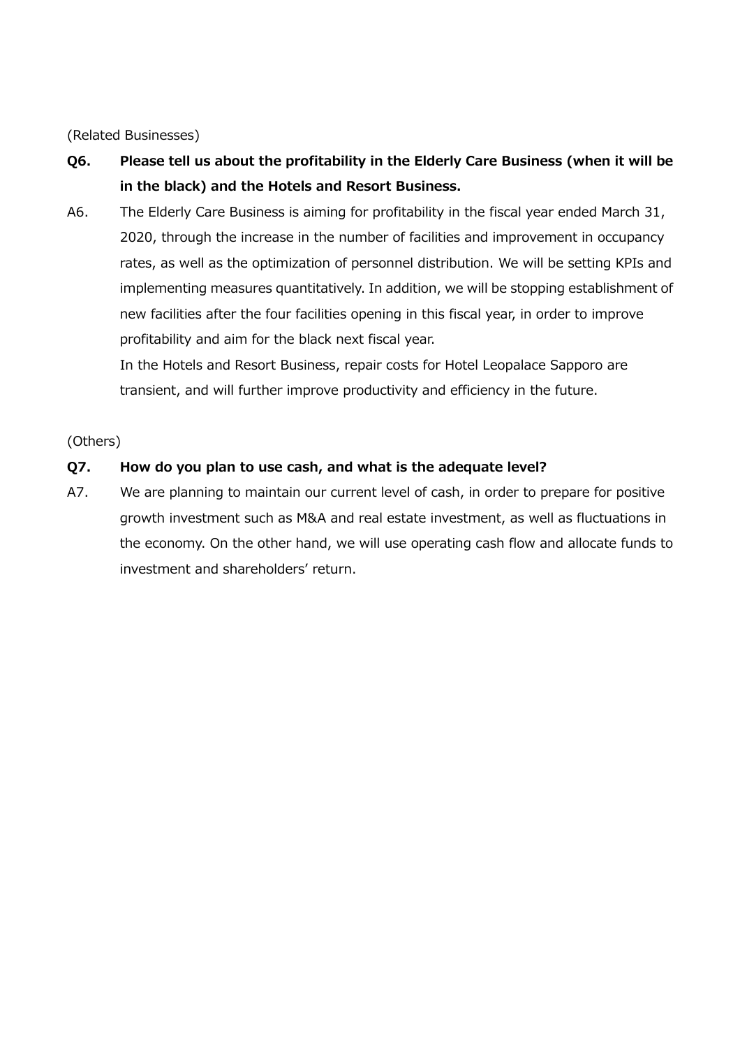(Related Businesses)

**Q6. Please tell us about the profitability in the Elderly Care Business (when it will be in the black) and the Hotels and Resort Business.**

A6. The Elderly Care Business is aiming for profitability in the fiscal year ended March 31, 2020, through the increase in the number of facilities and improvement in occupancy rates, as well as the optimization of personnel distribution. We will be setting KPIs and implementing measures quantitatively. In addition, we will be stopping establishment of new facilities after the four facilities opening in this fiscal year, in order to improve profitability and aim for the black next fiscal year.

In the Hotels and Resort Business, repair costs for Hotel Leopalace Sapporo are transient, and will further improve productivity and efficiency in the future.

(Others)

**Q7. How do you plan to use cash, and what is the adequate level?**

A7. We are planning to maintain our current level of cash, in order to prepare for positive growth investment such as M&A and real estate investment, as well as fluctuations in the economy. On the other hand, we will use operating cash flow and allocate funds to investment and shareholders' return.